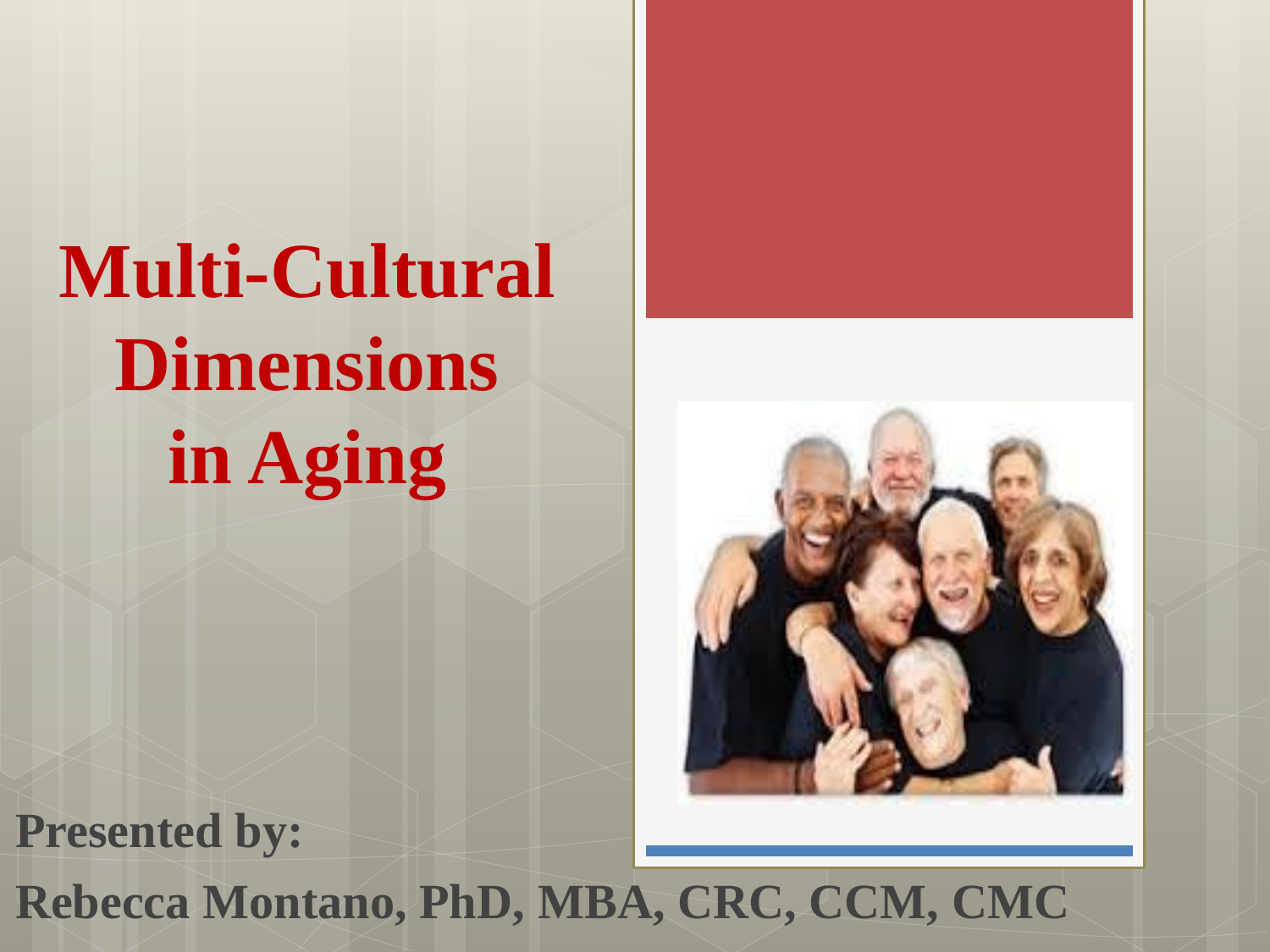# Multi-Cultural Dimensions in Aging

**Presented by:**

**Rebecca Montano, PhD, MBA, CRC, CCM, CMC**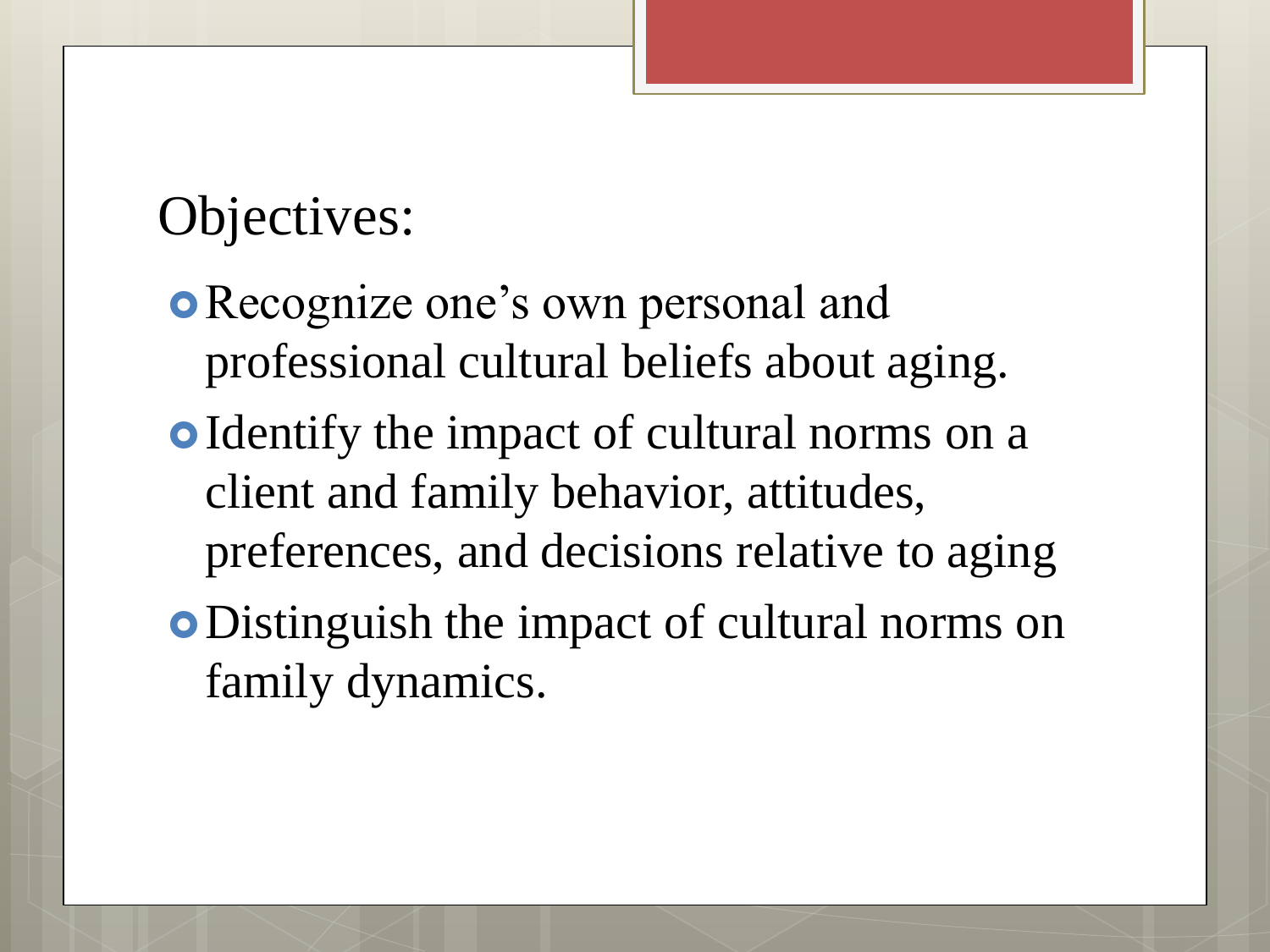## Objectives:

- Recognize one's own personal and professional cultural beliefs about aging.
- Identify the impact of cultural norms on a client and family behavior, attitudes, preferences, and decisions relative to aging
- Distinguish the impact of cultural norms on family dynamics.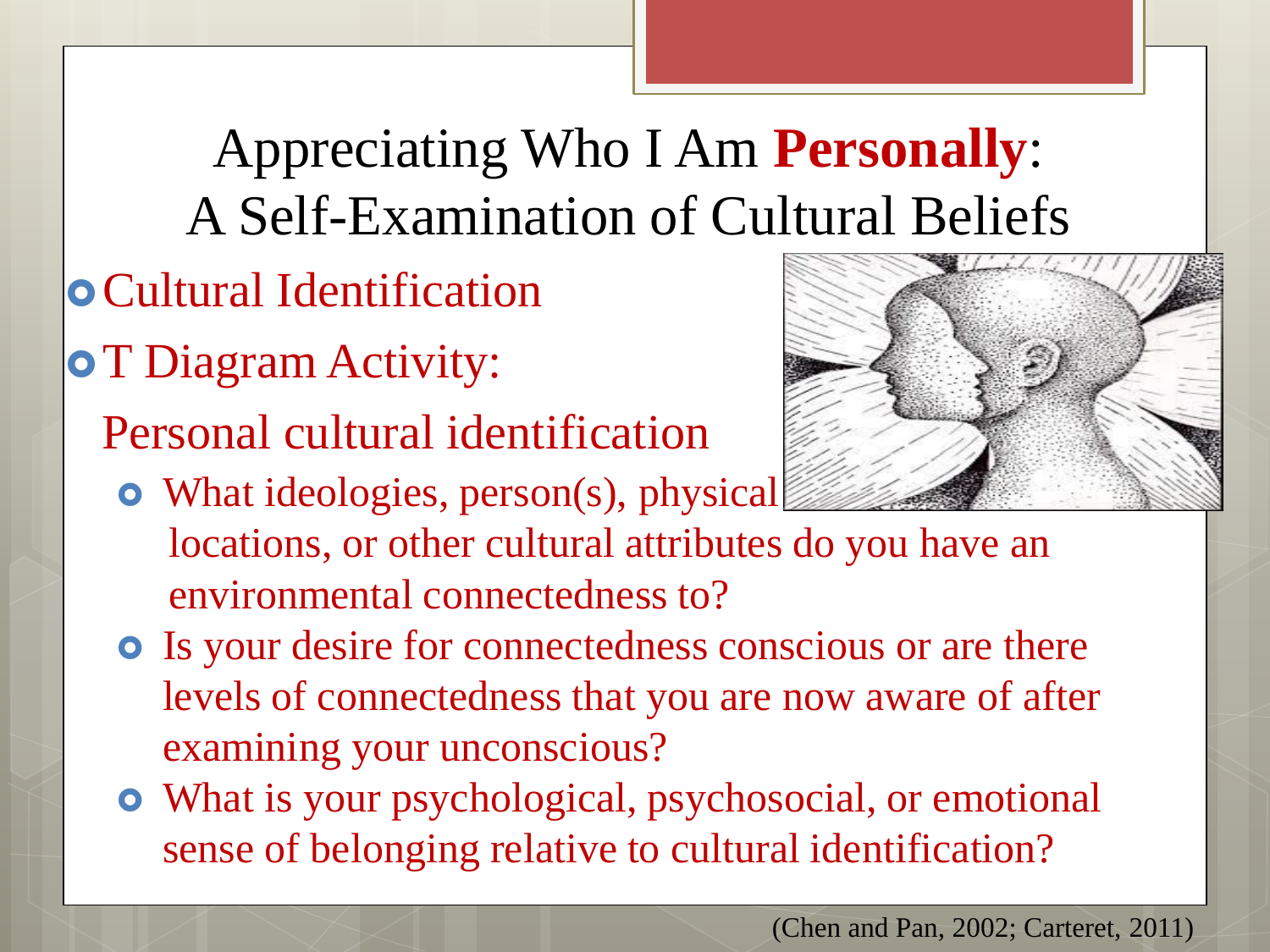# Appreciating Who I Am **Personally**: A Self-Examination of Cultural Beliefs

- Cultural Identification
- T Diagram Activity:

  Personal cultural identification

  - What ideologies, person(s), physical locations, or other cultural attributes do you have an environmental connectedness to?
  - Is your desire for connectedness conscious or are there levels of connectedness that you are now aware of after examining your unconscious?
  - What is your psychological, psychosocial, or emotional sense of belonging relative to cultural identification?

(Chen and Pan, 2002; Carteret, 2011)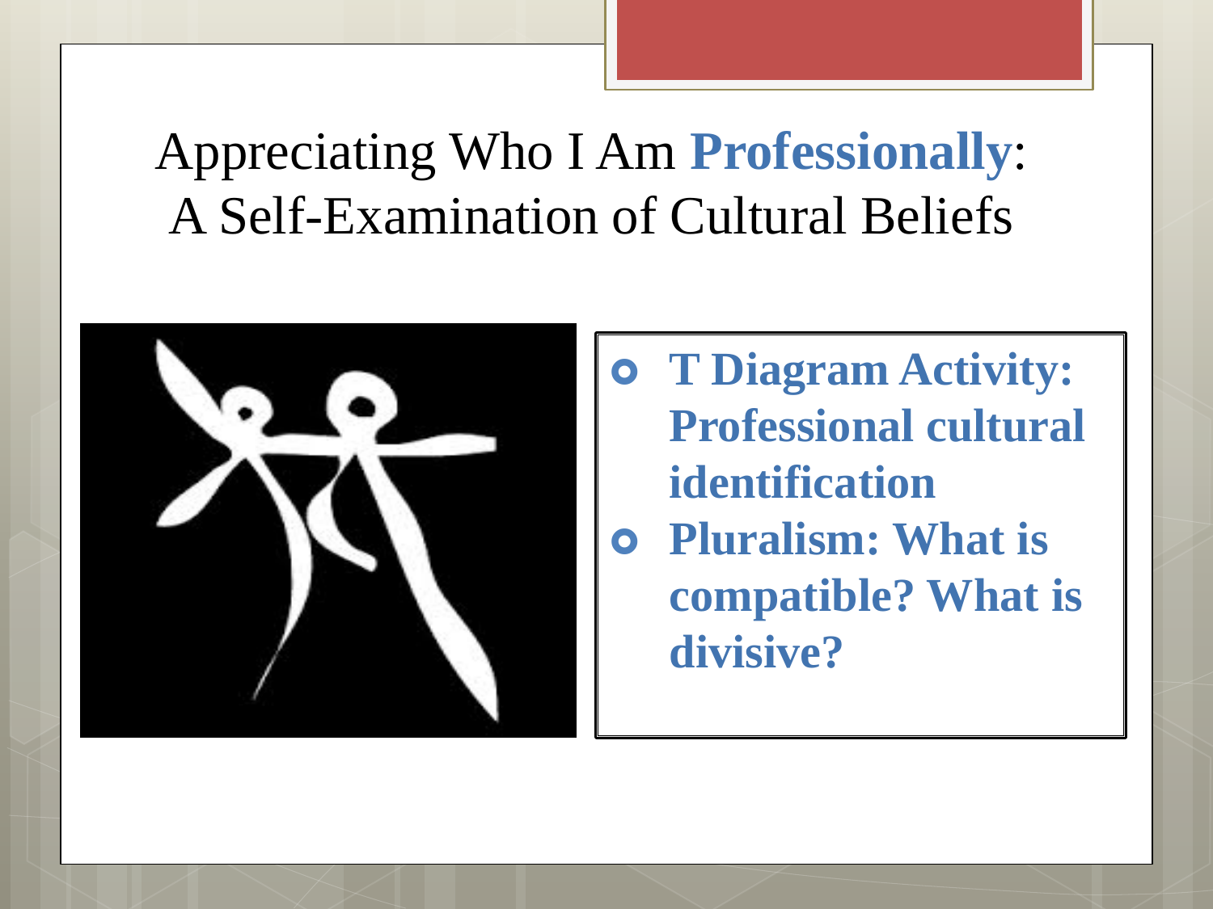# Appreciating Who I Am **Professionally**: A Self-Examination of Cultural Beliefs

- **T Diagram Activity: Professional cultural identification**
- **Pluralism: What is compatible? What is divisive?**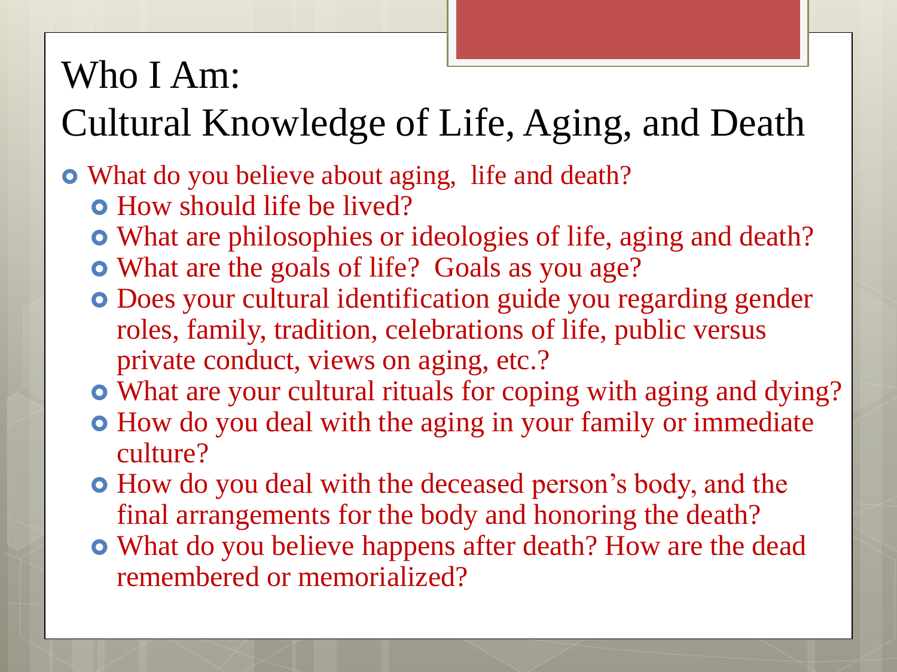# Who I Am: Cultural Knowledge of Life, Aging, and Death

- What do you believe about aging, life and death?
  - How should life be lived?
  - What are philosophies or ideologies of life, aging and death?
  - What are the goals of life? Goals as you age?
  - Does your cultural identification guide you regarding gender roles, family, tradition, celebrations of life, public versus private conduct, views on aging, etc.?
  - What are your cultural rituals for coping with aging and dying?
  - How do you deal with the aging in your family or immediate culture?
  - How do you deal with the deceased person's body, and the final arrangements for the body and honoring the death?
  - What do you believe happens after death? How are the dead remembered or memorialized?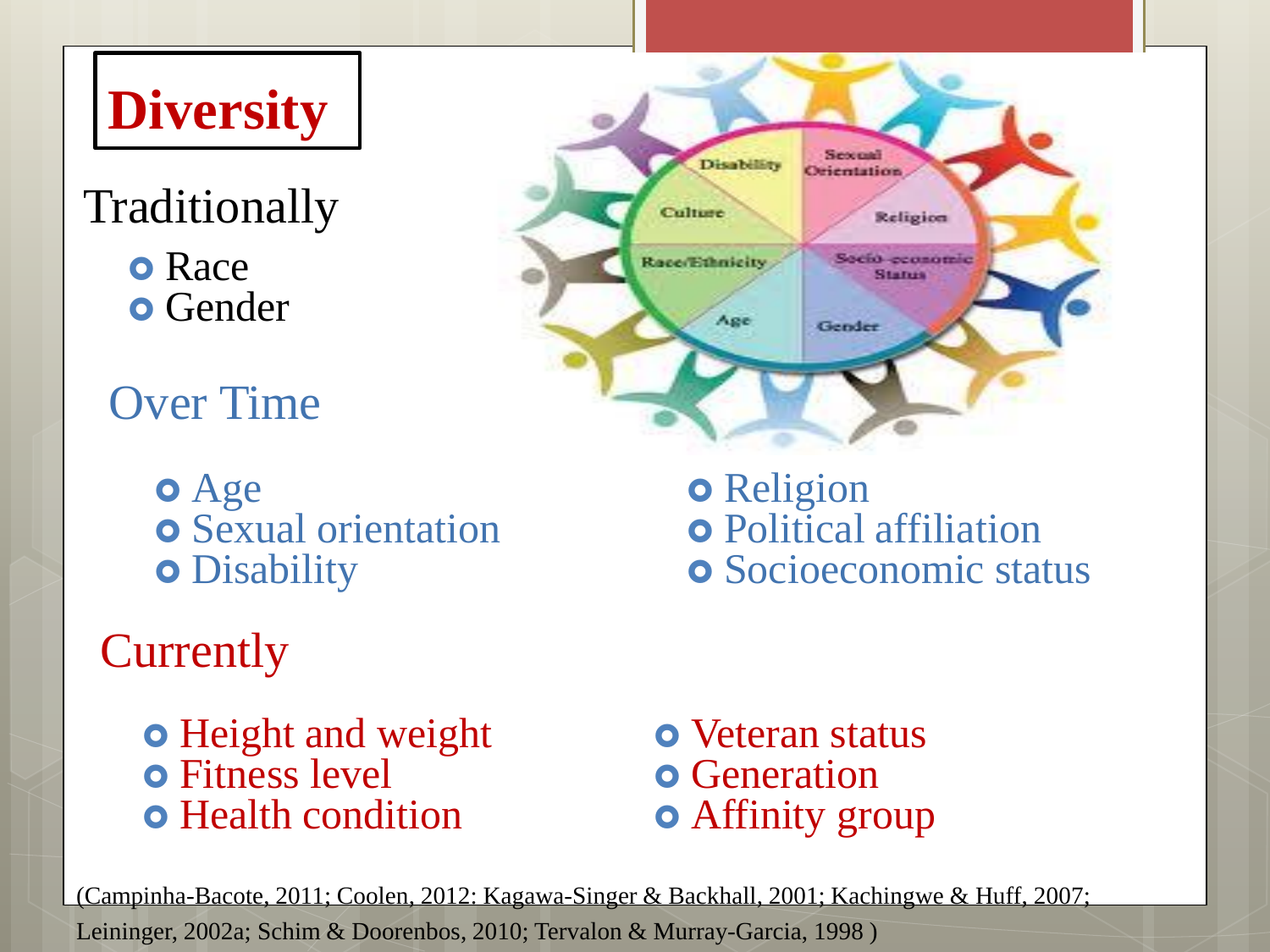# Diversity

## Traditionally

- Race
- Gender

## Over Time

- Age
- Sexual orientation
- Disability
- Religion
- Political affiliation
- Socioeconomic status

## Currently

- Height and weight
- Fitness level
- Health condition
- Veteran status
- Generation
- Affinity group

(Campinha-Bacote, 2011; Coolen, 2012: Kagawa-Singer & Backhall, 2001; Kachingwe & Huff, 2007; Leininger, 2002a; Schim & Doorenbos, 2010; Tervalon & Murray-Garcia, 1998 )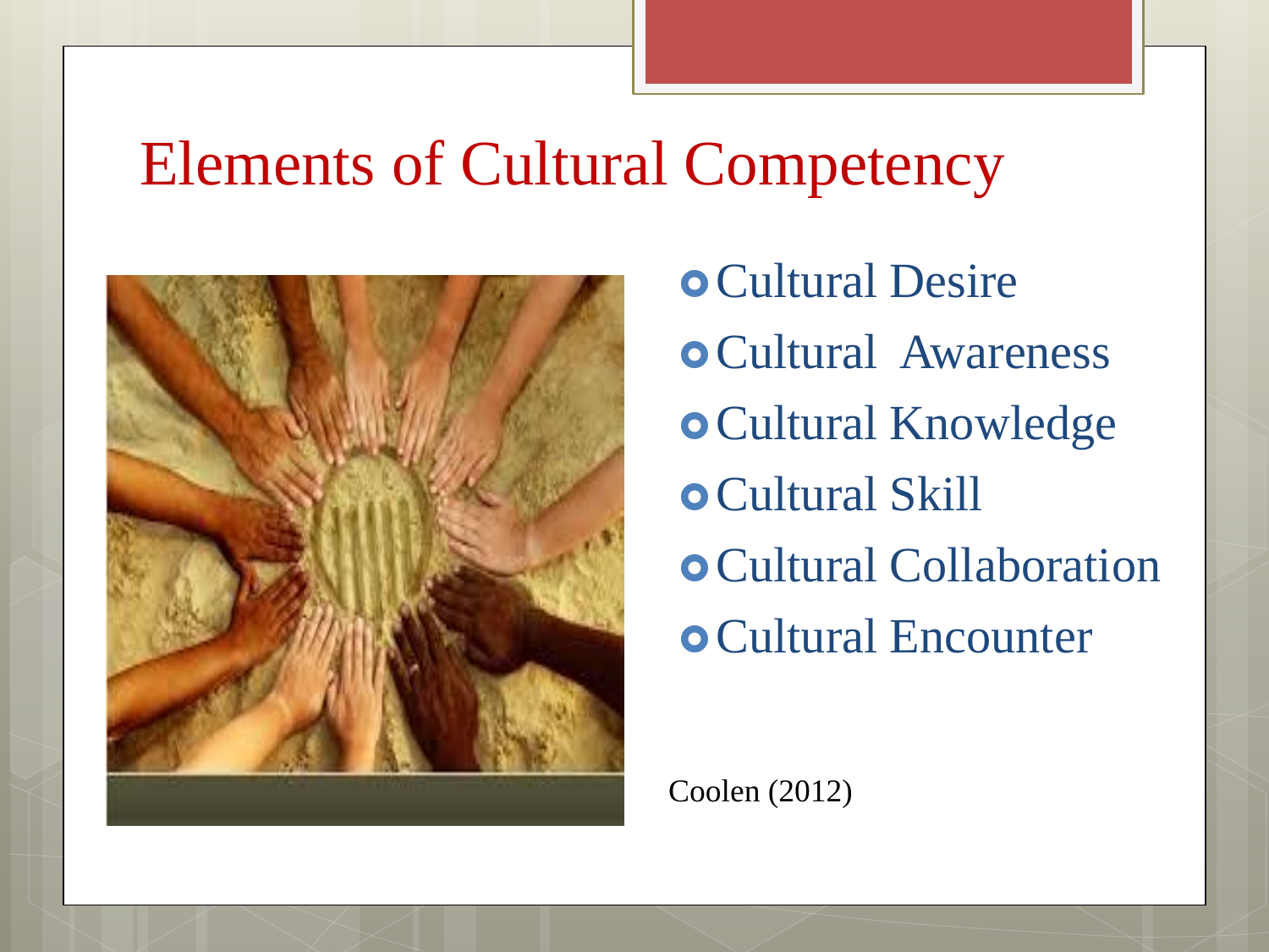# Elements of Cultural Competency

- Cultural Desire
- Cultural Awareness
- Cultural Knowledge
- Cultural Skill
- Cultural Collaboration
- Cultural Encounter

Coolen (2012)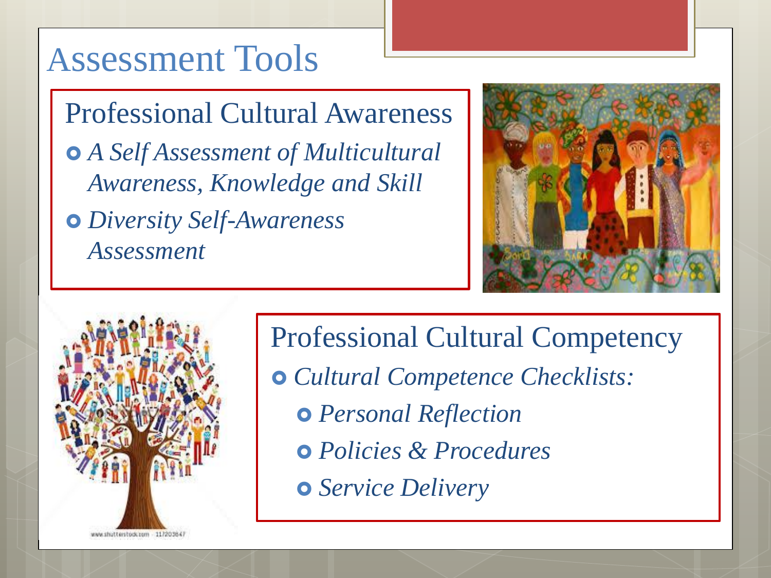# Assessment Tools

## Professional Cultural Awareness

- *A Self Assessment of Multicultural Awareness, Knowledge and Skill*
- *Diversity Self-Awareness Assessment*

## Professional Cultural Competency

- *Cultural Competence Checklists:*
  - *Personal Reflection*
  - *Policies & Procedures*
  - *Service Delivery*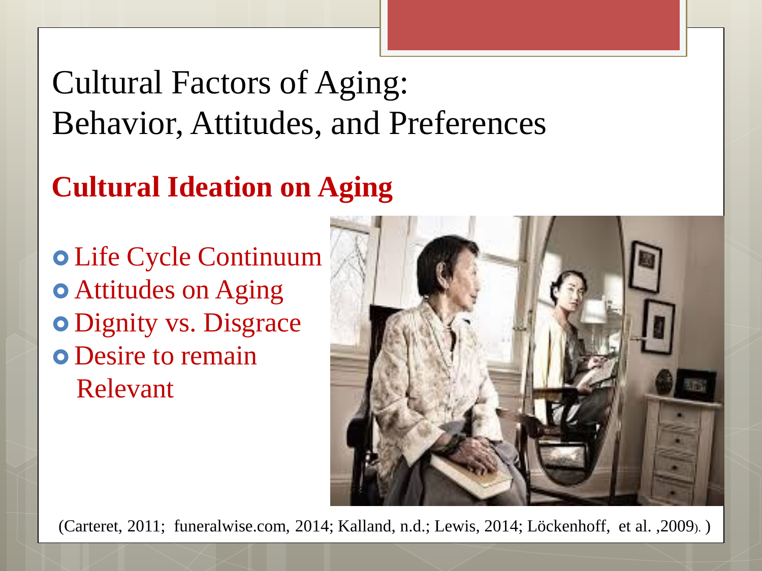# Cultural Factors of Aging: Behavior, Attitudes, and Preferences

## Cultural Ideation on Aging

- Life Cycle Continuum
- Attitudes on Aging
- Dignity vs. Disgrace
- Desire to remain Relevant

(Carteret, 2011; funeralwise.com, 2014; Kalland, n.d.; Lewis, 2014; Löckenhoff, et al. ,2009). )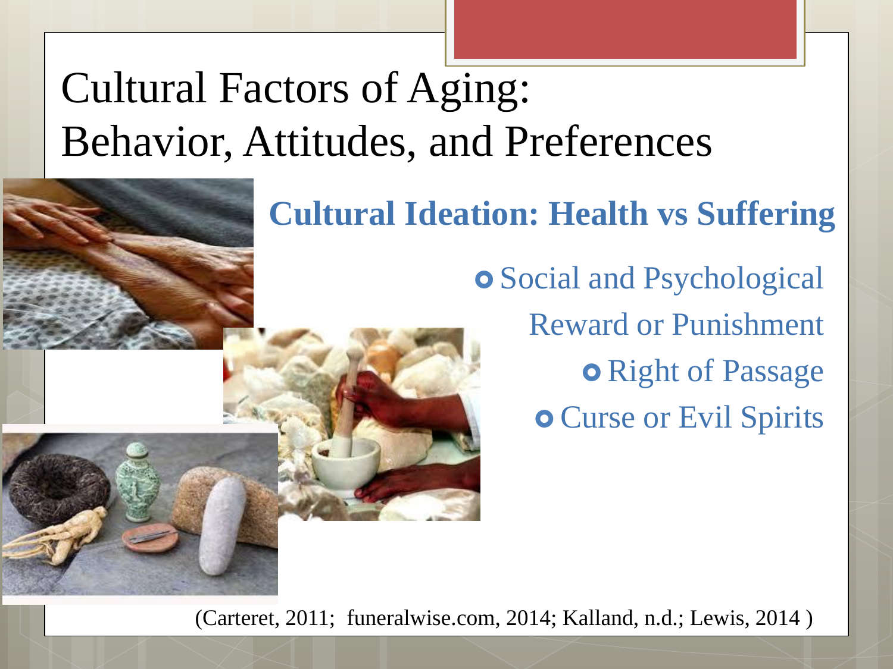# Cultural Factors of Aging: Behavior, Attitudes, and Preferences

## Cultural Ideation: Health vs Suffering

- Social and Psychological Reward or Punishment
- Right of Passage
- Curse or Evil Spirits

(Carteret, 2011; funeralwise.com, 2014; Kalland, n.d.; Lewis, 2014 )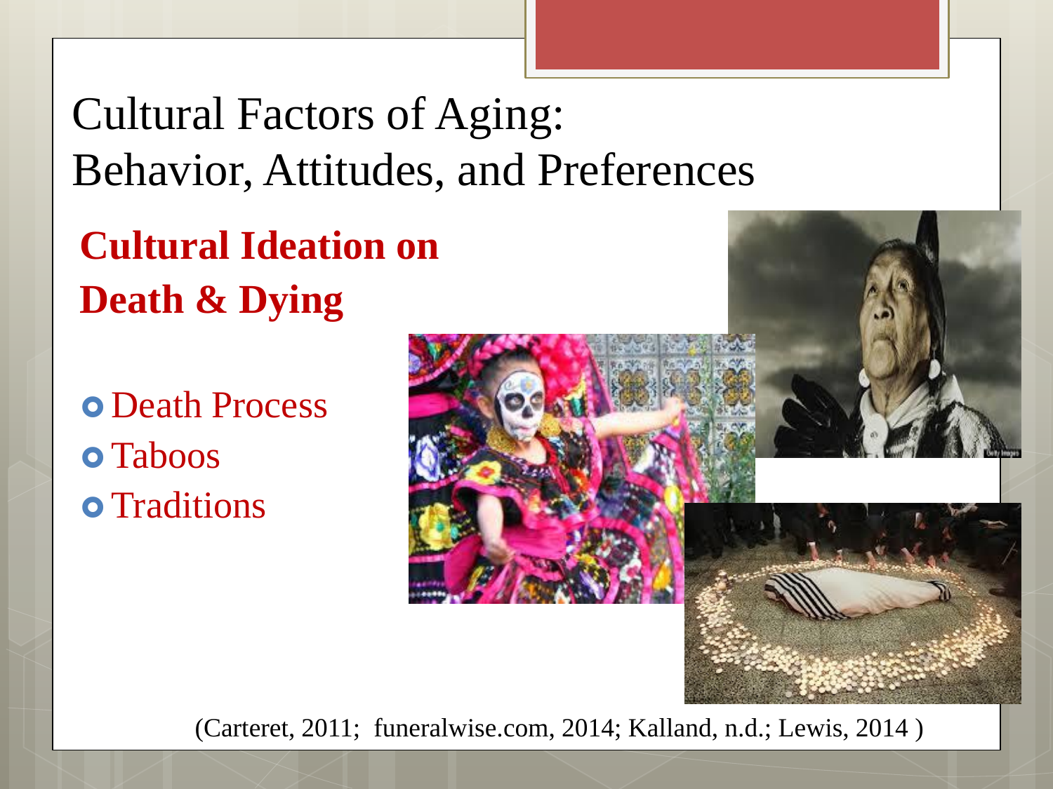# Cultural Factors of Aging: Behavior, Attitudes, and Preferences

## **Cultural Ideation on Death & Dying**

- Death Process
- Taboos
- Traditions

(Carteret, 2011; funeralwise.com, 2014; Kalland, n.d.; Lewis, 2014 )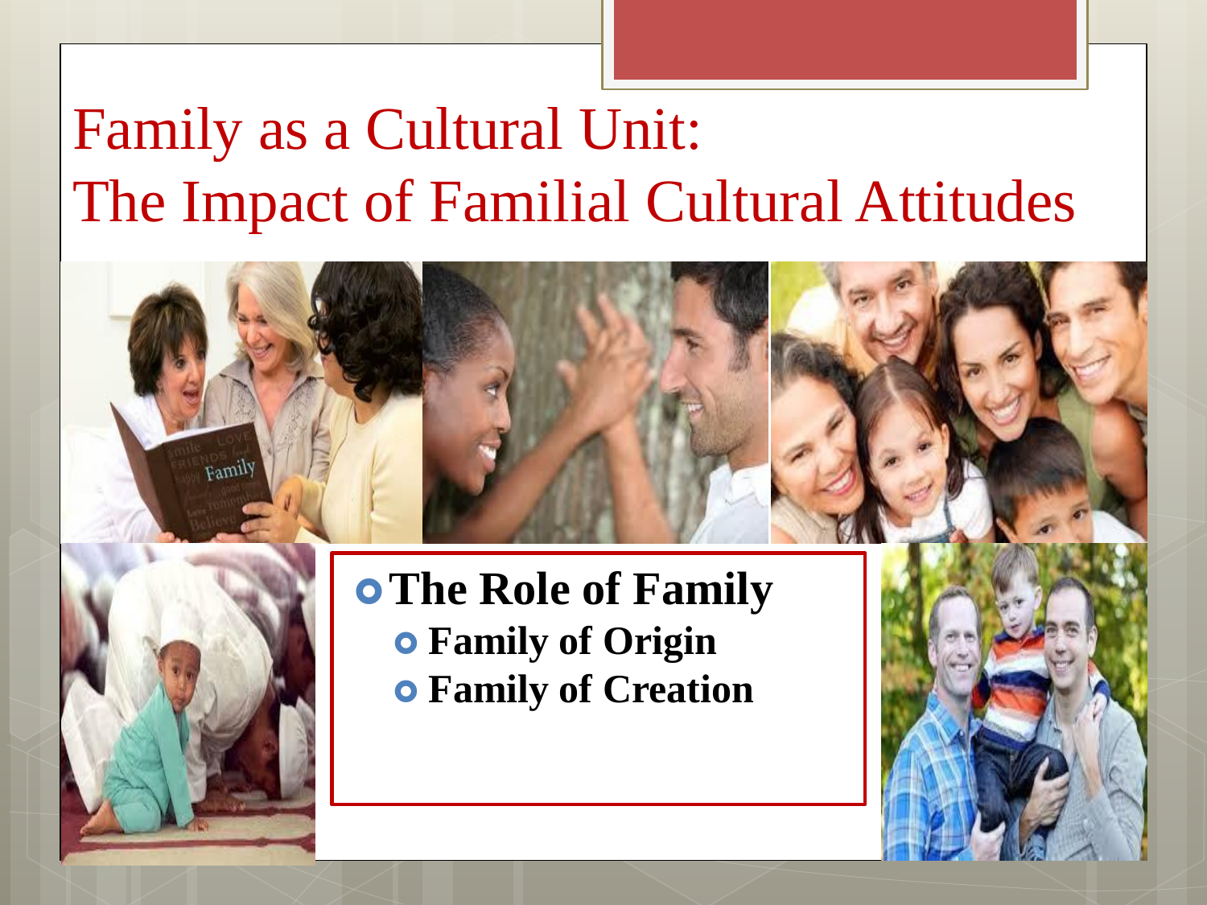# Family as a Cultural Unit: The Impact of Familial Cultural Attitudes

- **The Role of Family**
  - **Family of Origin**
  - **Family of Creation**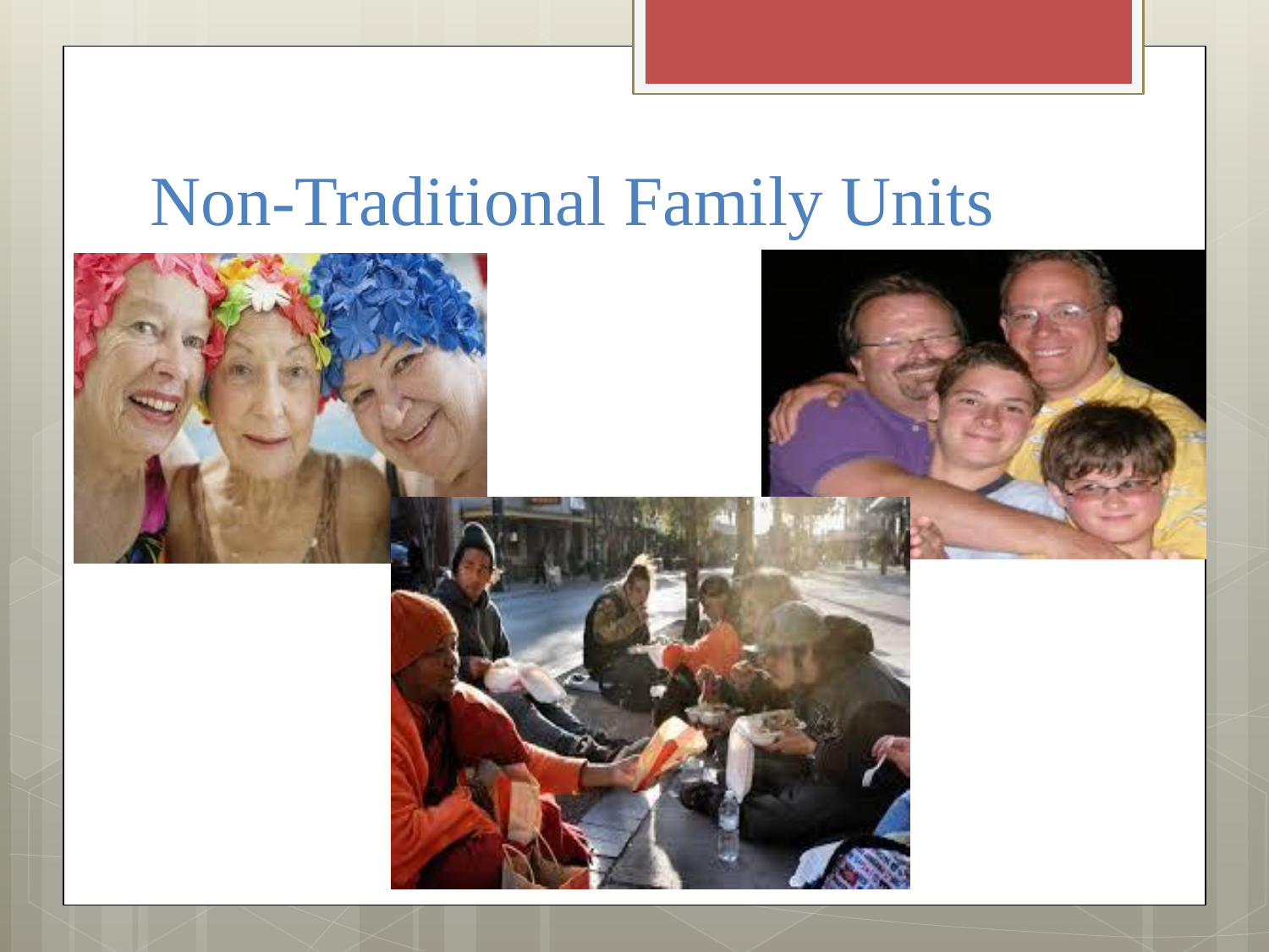# Non-Traditional Family Units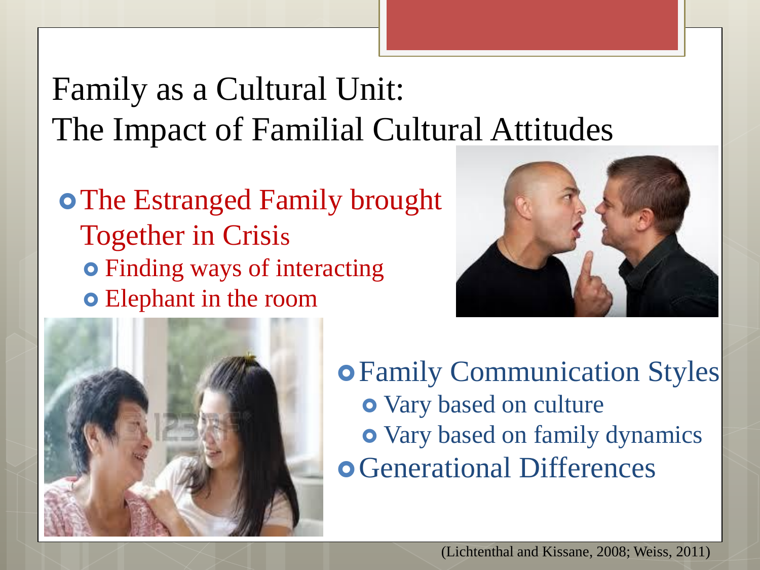# Family as a Cultural Unit: The Impact of Familial Cultural Attitudes

- The Estranged Family brought Together in Crisis
  - Finding ways of interacting
  - Elephant in the room
- Family Communication Styles
  - Vary based on culture
  - Vary based on family dynamics
- Generational Differences

(Lichtenthal and Kissane, 2008; Weiss, 2011)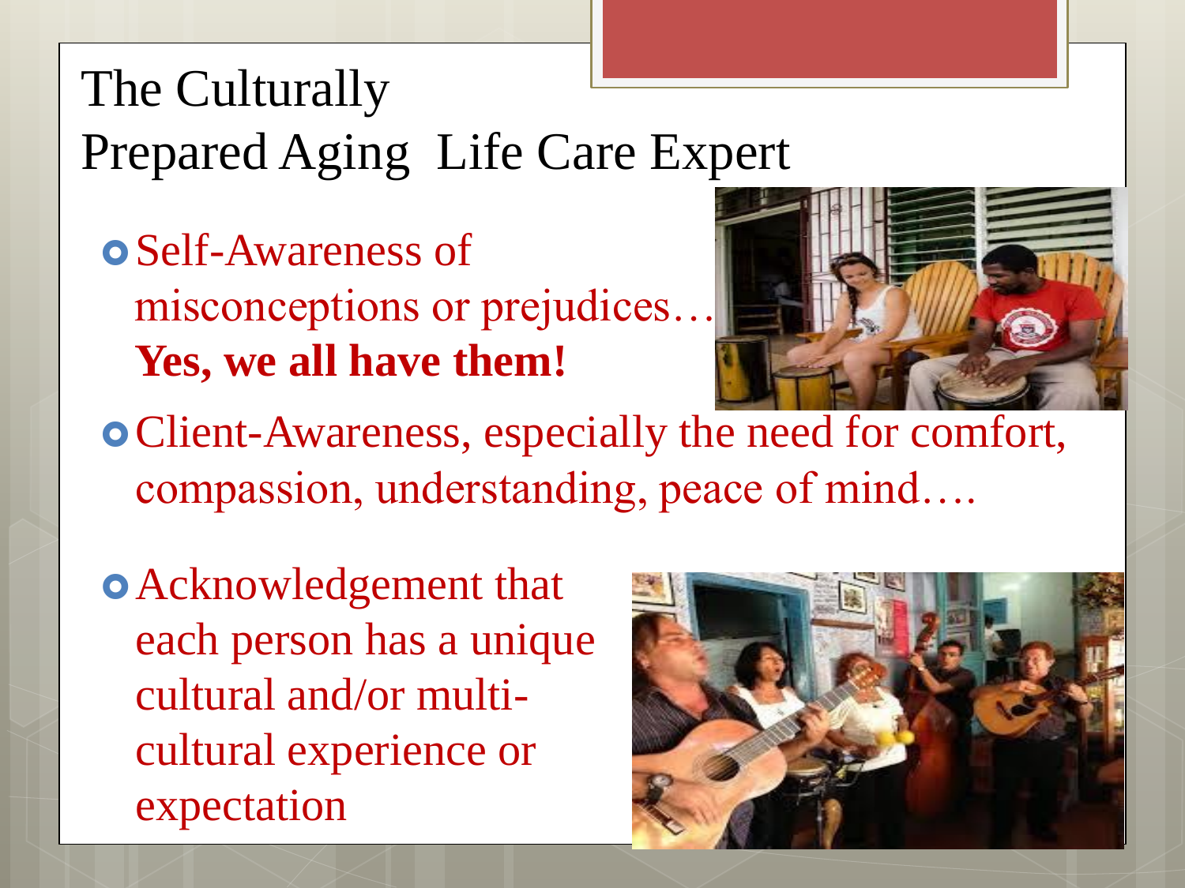# The Culturally Prepared Aging Life Care Expert

- Self-Awareness of misconceptions or prejudices… **Yes, we all have them!**
- Client-Awareness, especially the need for comfort, compassion, understanding, peace of mind….
- Acknowledgement that each person has a unique cultural and/or multi-cultural experience or expectation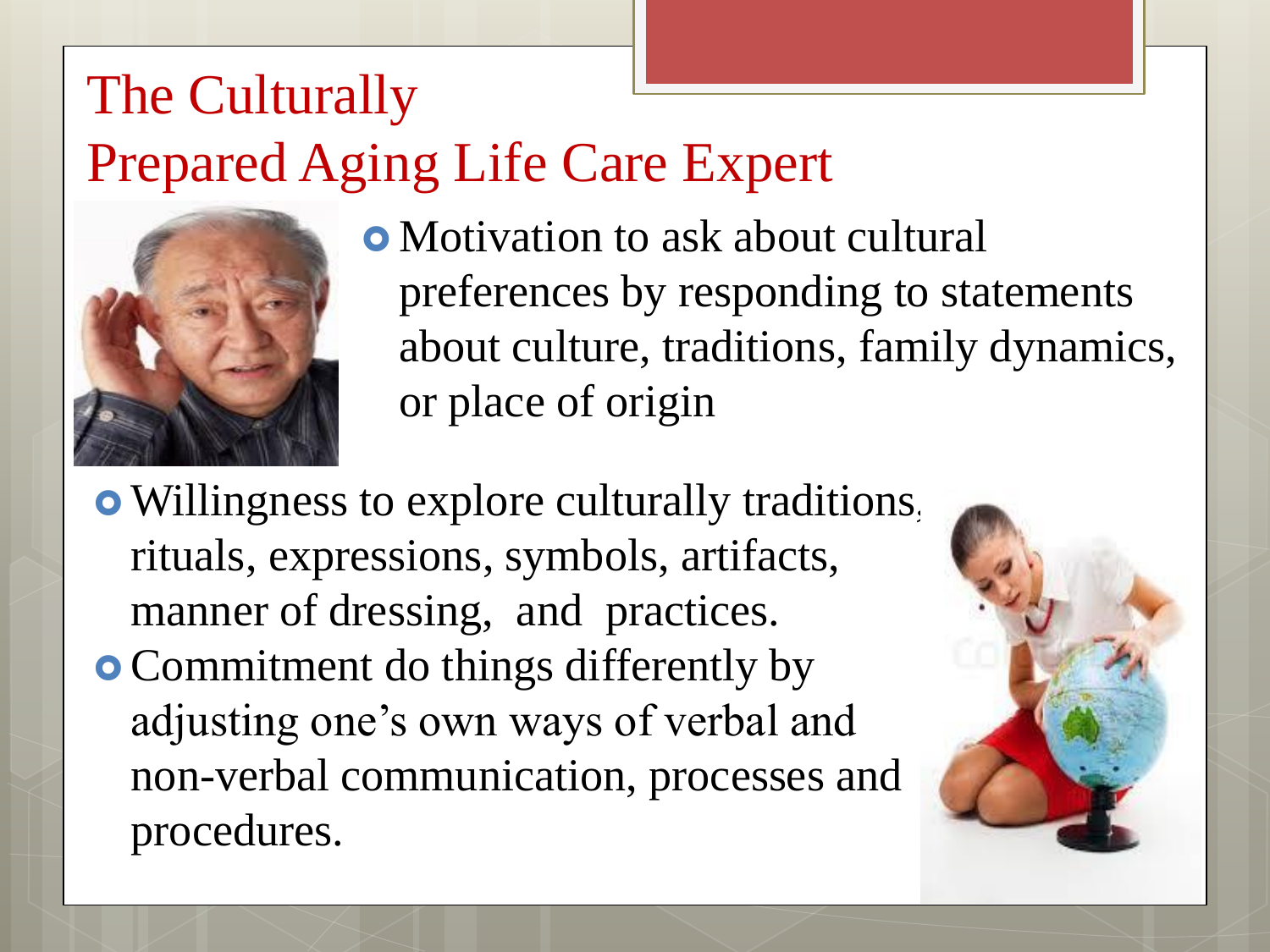# The Culturally Prepared Aging Life Care Expert

- Motivation to ask about cultural preferences by responding to statements about culture, traditions, family dynamics, or place of origin
- Willingness to explore culturally traditions, rituals, expressions, symbols, artifacts, manner of dressing, and practices.
- Commitment do things differently by adjusting one's own ways of verbal and non-verbal communication, processes and procedures.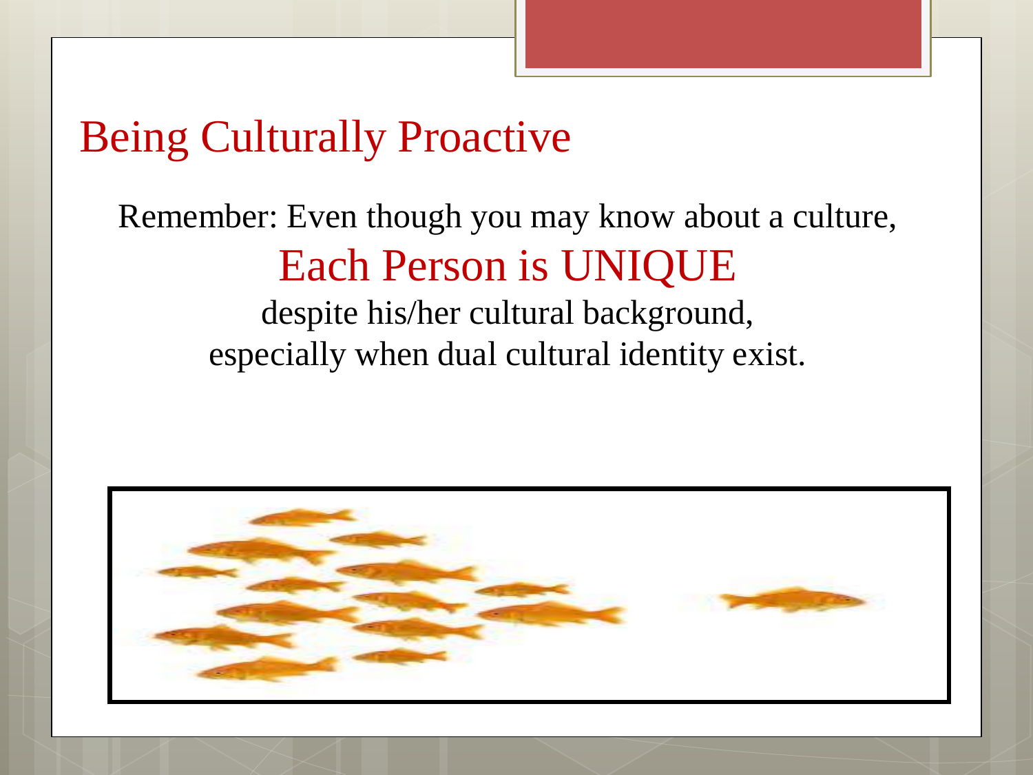# Being Culturally Proactive

Remember: Even though you may know about a culture,

## Each Person is UNIQUE

despite his/her cultural background,
especially when dual cultural identity exist.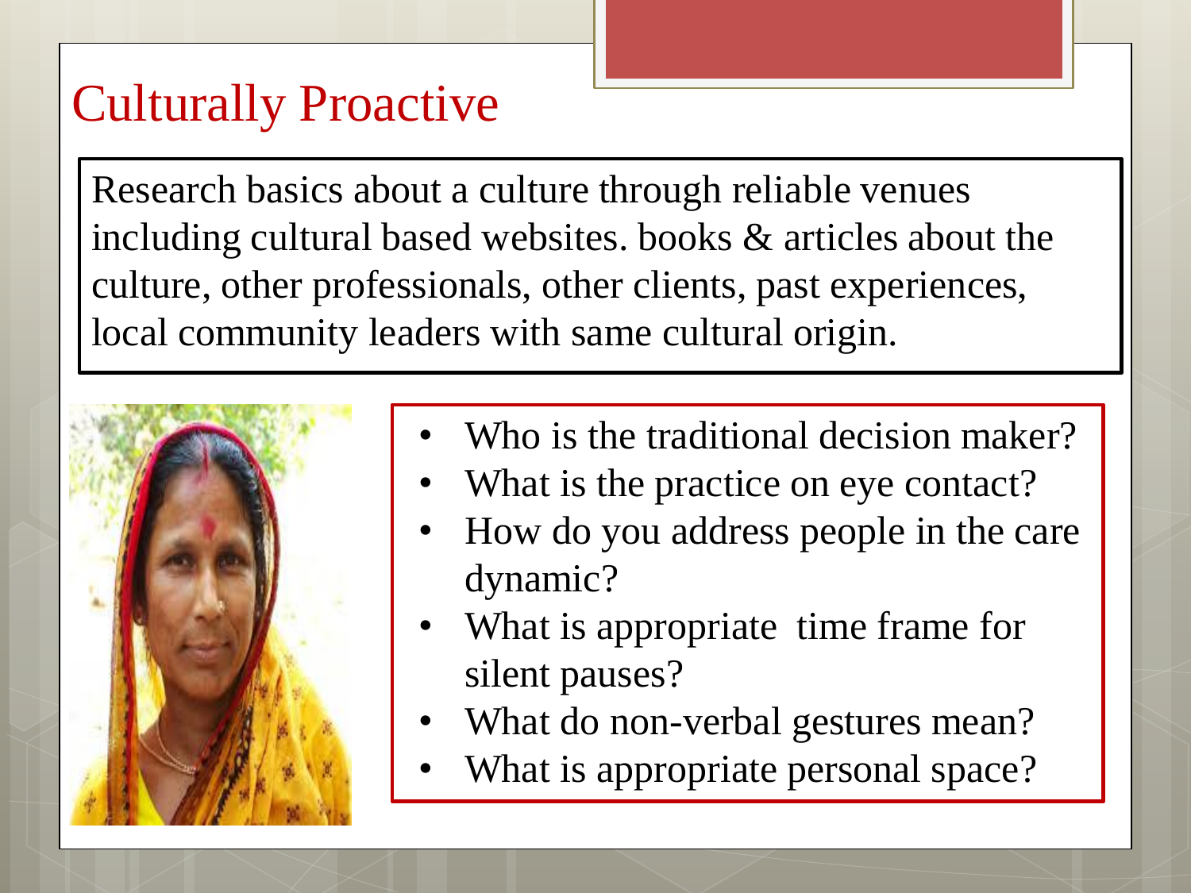# Culturally Proactive

Research basics about a culture through reliable venues including cultural based websites. books & articles about the culture, other professionals, other clients, past experiences, local community leaders with same cultural origin.

- Who is the traditional decision maker?
- What is the practice on eye contact?
- How do you address people in the care dynamic?
- What is appropriate  time frame for silent pauses?
- What do non-verbal gestures mean?
- What is appropriate personal space?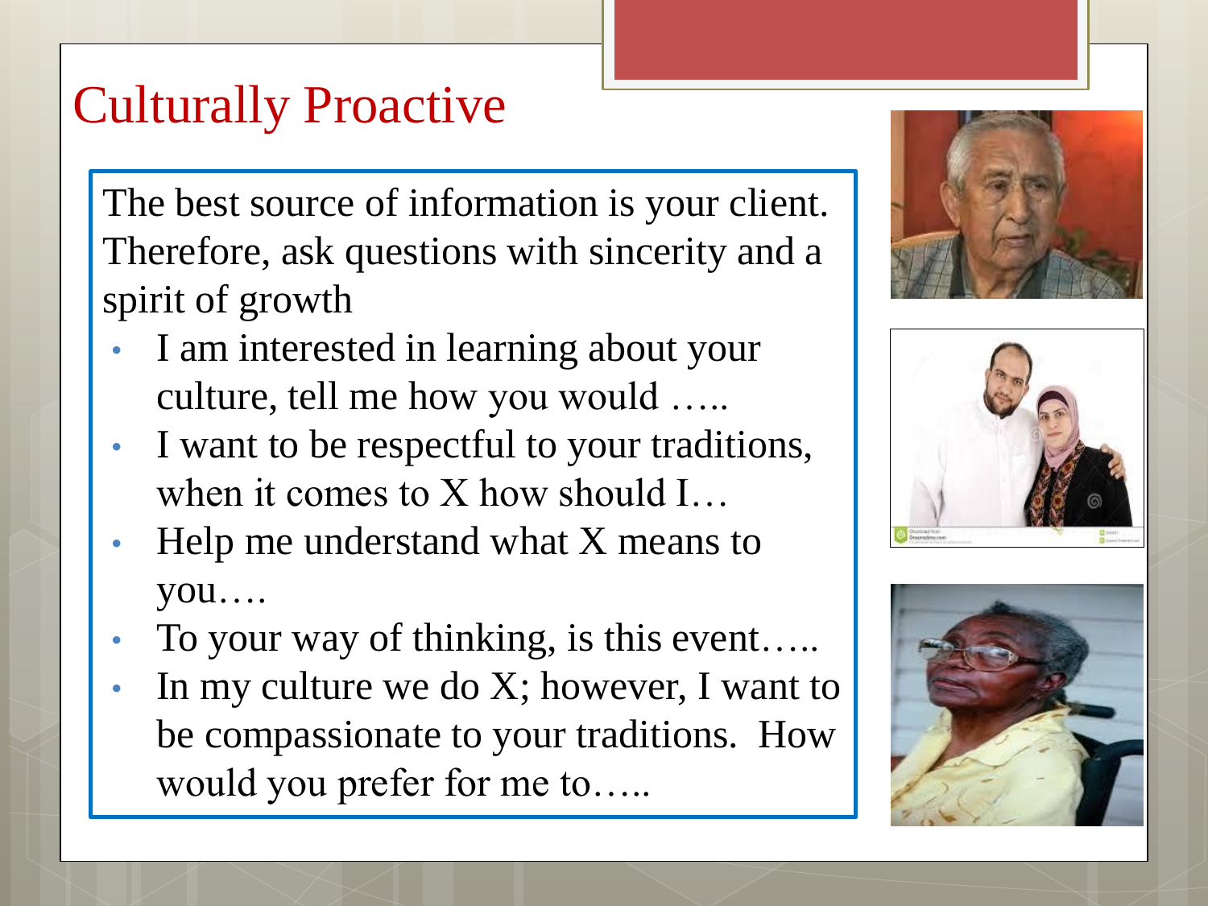# Culturally Proactive

The best source of information is your client. Therefore, ask questions with sincerity and a spirit of growth

- I am interested in learning about your culture, tell me how you would …..
- I want to be respectful to your traditions, when it comes to X how should I…
- Help me understand what X means to you….
- To your way of thinking, is this event…..
- In my culture we do X; however, I want to be compassionate to your traditions. How would you prefer for me to…..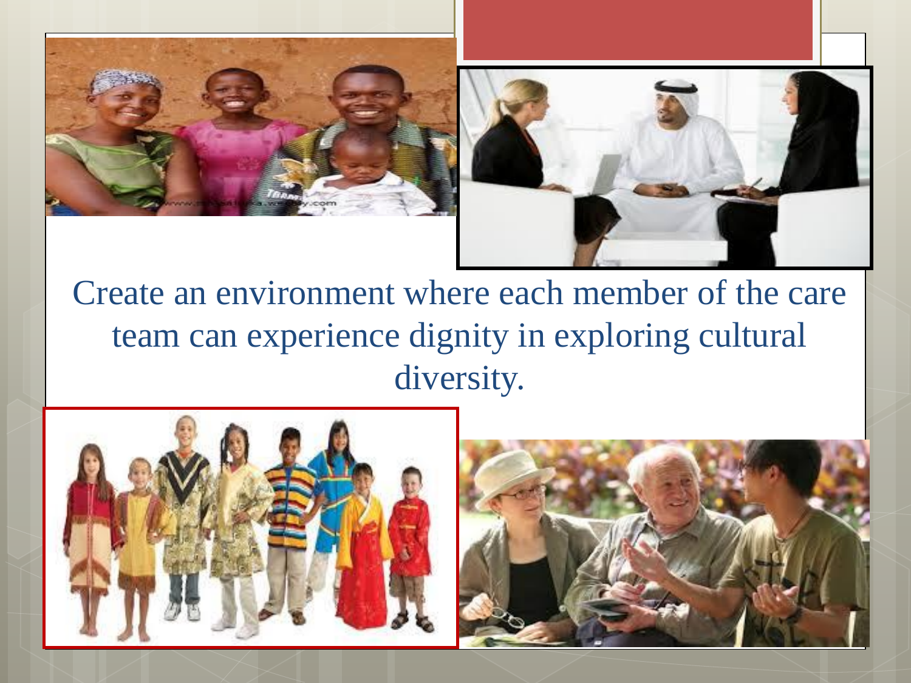Create an environment where each member of the care team can experience dignity in exploring cultural diversity.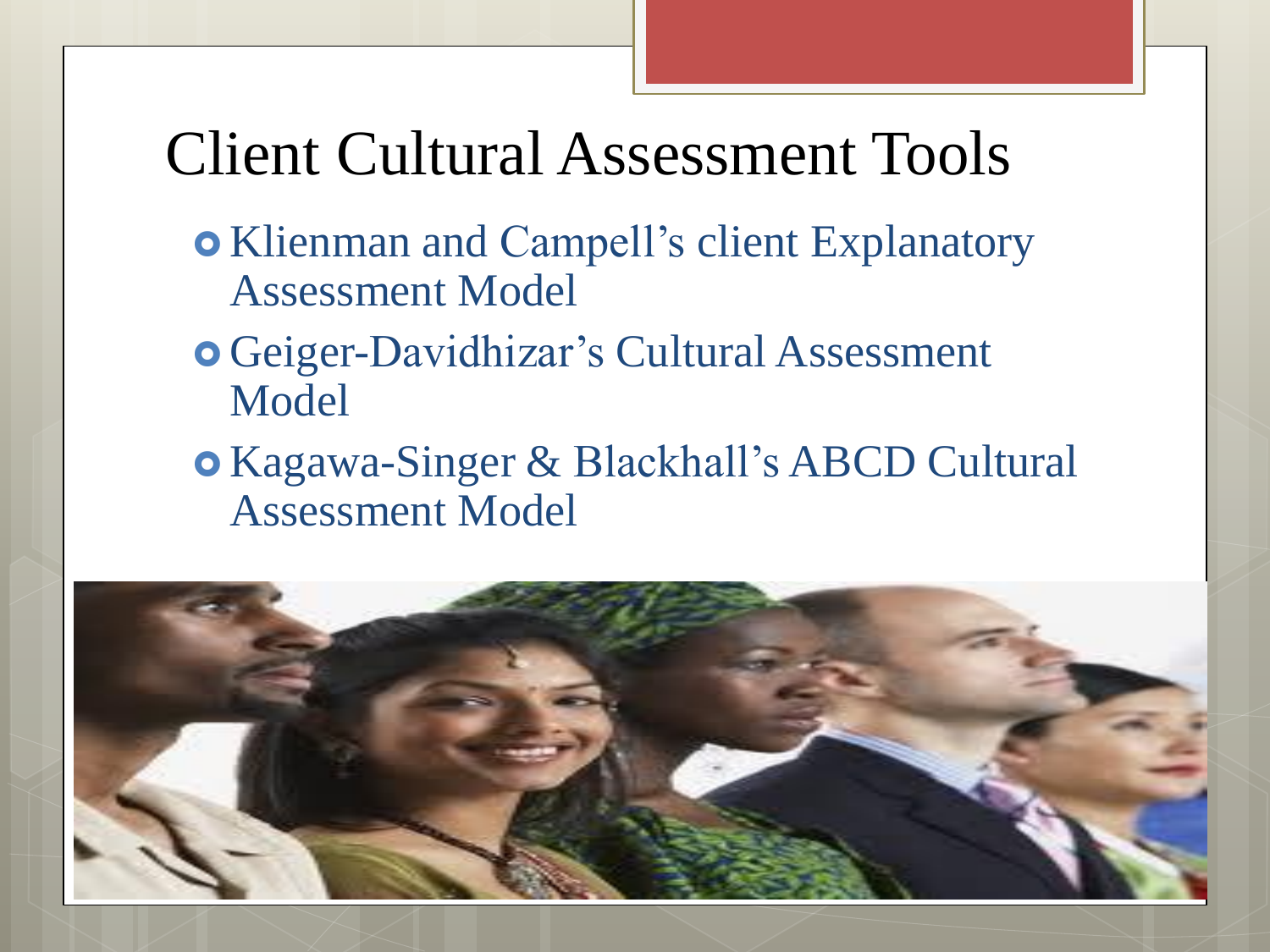# Client Cultural Assessment Tools

- Klienman and Campell's client Explanatory Assessment Model
- Geiger-Davidhizar's Cultural Assessment Model
- Kagawa-Singer & Blackhall's ABCD Cultural Assessment Model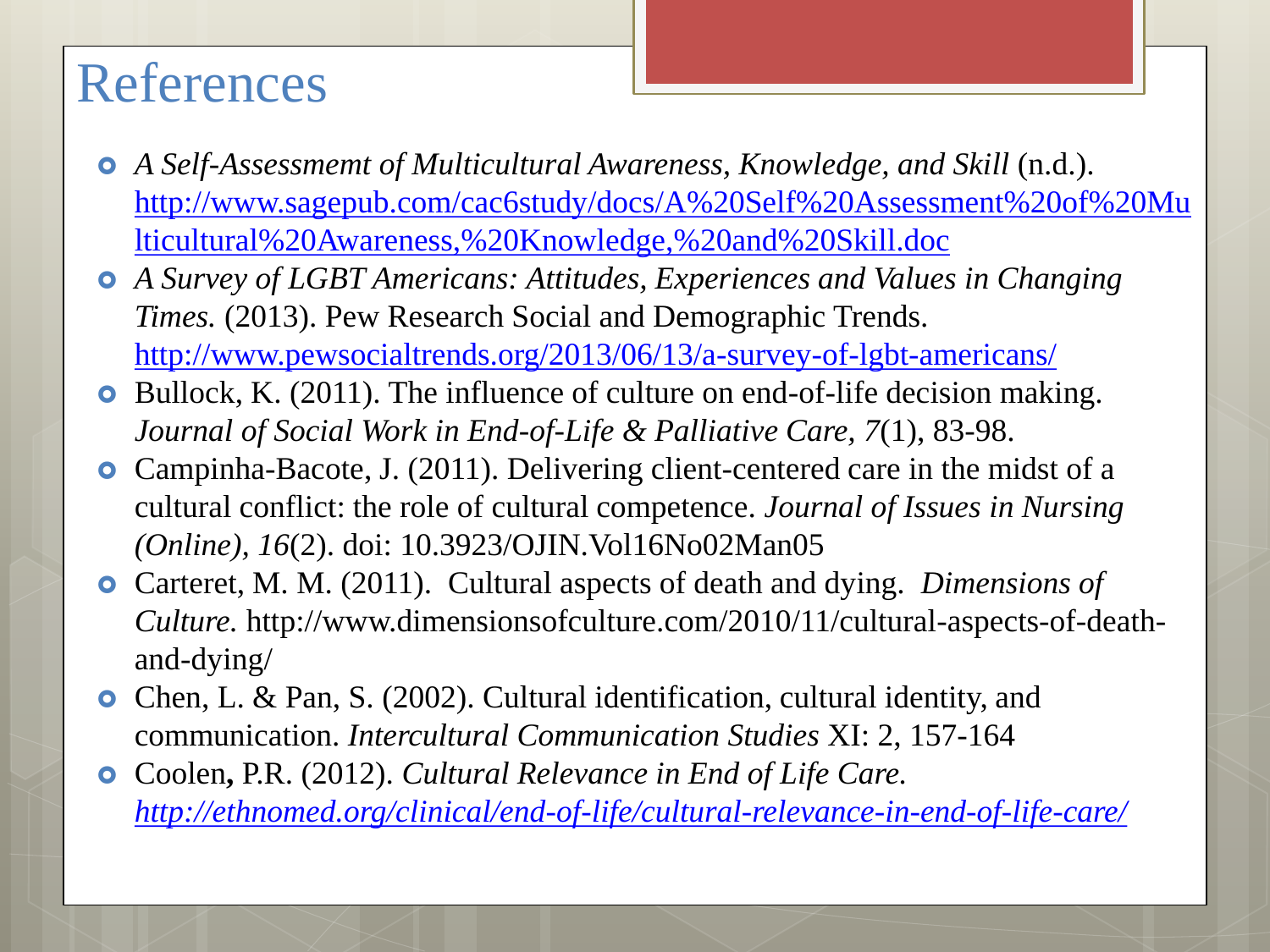# References

- *A Self-Assessmemt of Multicultural Awareness, Knowledge, and Skill* (n.d.). http://www.sagepub.com/cac6study/docs/A%20Self%20Assessment%20of%20Multicultural%20Awareness,%20Knowledge,%20and%20Skill.doc
- *A Survey of LGBT Americans: Attitudes, Experiences and Values in Changing Times.* (2013). Pew Research Social and Demographic Trends. http://www.pewsocialtrends.org/2013/06/13/a-survey-of-lgbt-americans/
- Bullock, K. (2011). The influence of culture on end-of-life decision making. *Journal of Social Work in End-of-Life & Palliative Care, 7*(1), 83-98.
- Campinha-Bacote, J. (2011). Delivering client-centered care in the midst of a cultural conflict: the role of cultural competence. *Journal of Issues in Nursing (Online), 16*(2). doi: 10.3923/OJIN.Vol16No02Man05
- Carteret, M. M. (2011). Cultural aspects of death and dying. *Dimensions of Culture.* http://www.dimensionsofculture.com/2010/11/cultural-aspects-of-death-and-dying/
- Chen, L. & Pan, S. (2002). Cultural identification, cultural identity, and communication. *Intercultural Communication Studies* XI: 2, 157-164
- Coolen**,** P.R. (2012). *Cultural Relevance in End of Life Care. http://ethnomed.org/clinical/end-of-life/cultural-relevance-in-end-of-life-care/*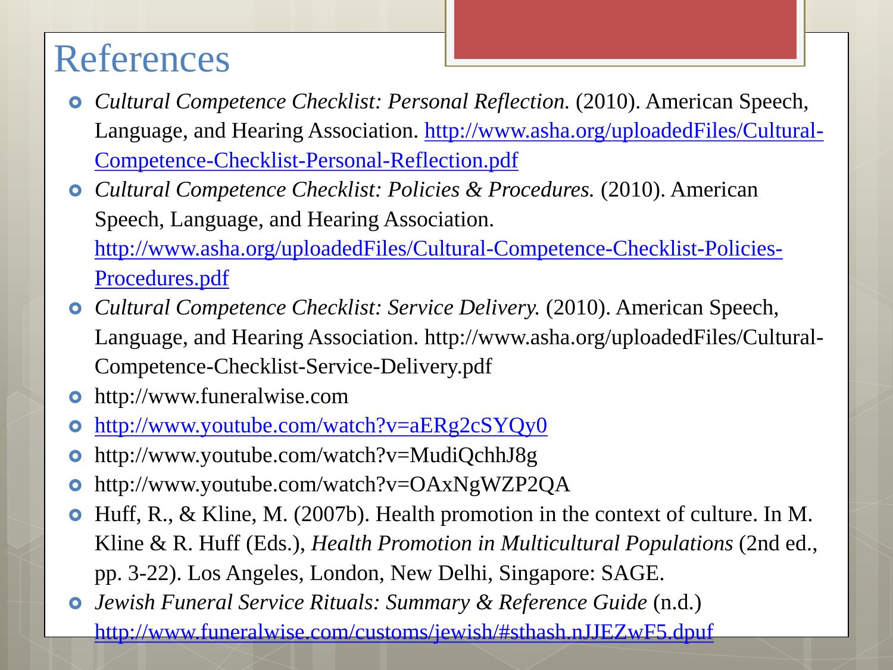# References

- *Cultural Competence Checklist: Personal Reflection.* (2010). American Speech, Language, and Hearing Association. http://www.asha.org/uploadedFiles/Cultural-Competence-Checklist-Personal-Reflection.pdf
- *Cultural Competence Checklist: Policies & Procedures.* (2010). American Speech, Language, and Hearing Association. http://www.asha.org/uploadedFiles/Cultural-Competence-Checklist-Policies-Procedures.pdf
- *Cultural Competence Checklist: Service Delivery.* (2010). American Speech, Language, and Hearing Association. http://www.asha.org/uploadedFiles/Cultural-Competence-Checklist-Service-Delivery.pdf
- http://www.funeralwise.com
- http://www.youtube.com/watch?v=aERg2cSYQy0
- http://www.youtube.com/watch?v=MudiQchhJ8g
- http://www.youtube.com/watch?v=OAxNgWZP2QA
- Huff, R., & Kline, M. (2007b). Health promotion in the context of culture. In M. Kline & R. Huff (Eds.), *Health Promotion in Multicultural Populations* (2nd ed., pp. 3-22). Los Angeles, London, New Delhi, Singapore: SAGE.
- *Jewish Funeral Service Rituals: Summary & Reference Guide* (n.d.) http://www.funeralwise.com/customs/jewish/#sthash.nJJEZwF5.dpuf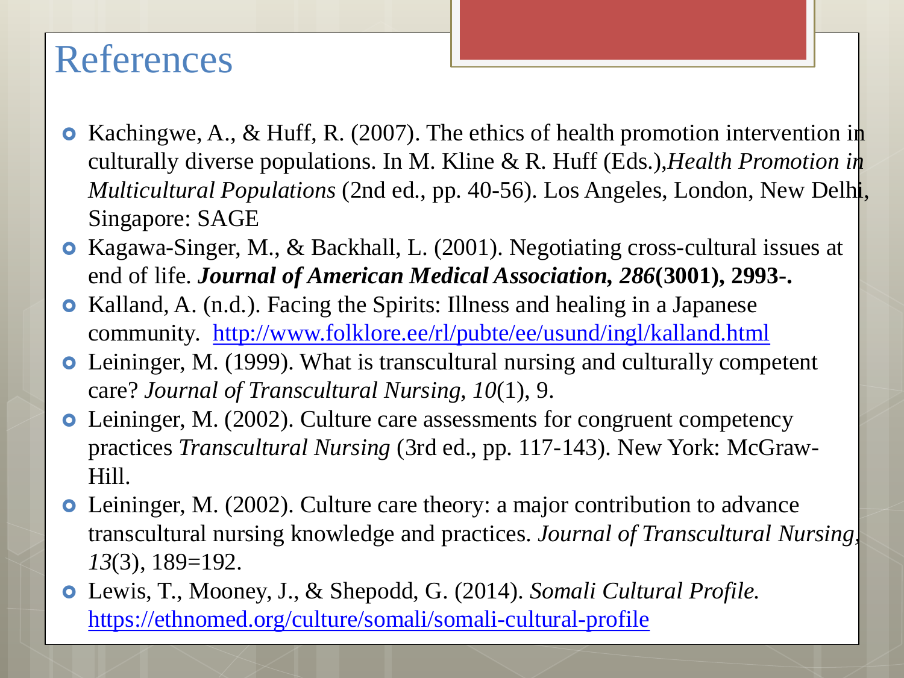# References

- Kachingwe, A., & Huff, R. (2007). The ethics of health promotion intervention in culturally diverse populations. In M. Kline & R. Huff (Eds.),*Health Promotion in Multicultural Populations* (2nd ed., pp. 40-56). Los Angeles, London, New Delhi, Singapore: SAGE
- Kagawa-Singer, M., & Backhall, L. (2001). Negotiating cross-cultural issues at end of life. ***Journal of American Medical Association, 286*****(3001), 2993-.**
- Kalland, A. (n.d.). Facing the Spirits: Illness and healing in a Japanese community. http://www.folklore.ee/rl/pubte/ee/usund/ingl/kalland.html
- Leininger, M. (1999). What is transcultural nursing and culturally competent care? *Journal of Transcultural Nursing, 10*(1), 9.
- Leininger, M. (2002). Culture care assessments for congruent competency practices *Transcultural Nursing* (3rd ed., pp. 117-143). New York: McGraw-Hill.
- Leininger, M. (2002). Culture care theory: a major contribution to advance transcultural nursing knowledge and practices. *Journal of Transcultural Nursing, 13*(3), 189=192.
- Lewis, T., Mooney, J., & Shepodd, G. (2014). *Somali Cultural Profile.* https://ethnomed.org/culture/somali/somali-cultural-profile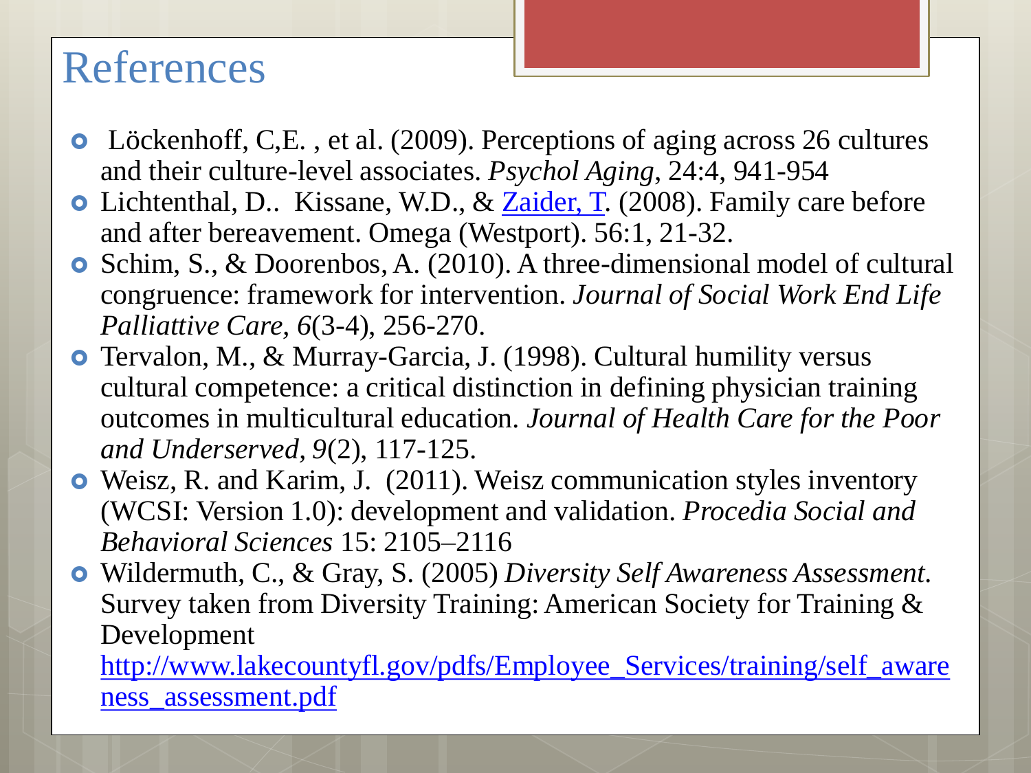# References

- Löckenhoff, C,E. , et al. (2009). Perceptions of aging across 26 cultures and their culture-level associates. *Psychol Aging*, 24:4, 941-954
- Lichtenthal, D.. Kissane, W.D., & [Zaider, T](). (2008). Family care before and after bereavement. Omega (Westport). 56:1, 21-32.
- Schim, S., & Doorenbos, A. (2010). A three-dimensional model of cultural congruence: framework for intervention. *Journal of Social Work End Life Palliattive Care, 6*(3-4), 256-270.
- Tervalon, M., & Murray-Garcia, J. (1998). Cultural humility versus cultural competence: a critical distinction in defining physician training outcomes in multicultural education. *Journal of Health Care for the Poor and Underserved, 9*(2), 117-125.
- Weisz, R. and Karim, J. (2011). Weisz communication styles inventory (WCSI: Version 1.0): development and validation. *Procedia Social and Behavioral Sciences* 15: 2105–2116
- Wildermuth, C., & Gray, S. (2005) *Diversity Self Awareness Assessment*. Survey taken from Diversity Training: American Society for Training & Development http://www.lakecountyfl.gov/pdfs/Employee_Services/training/self_awareness_assessment.pdf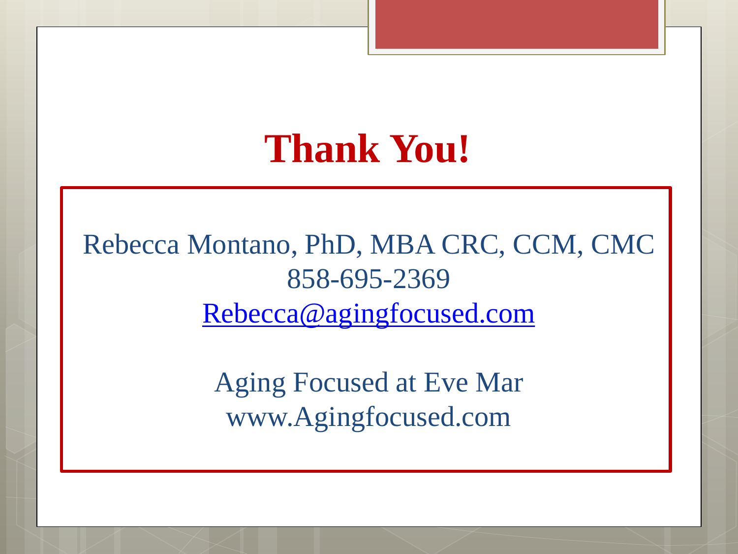# Thank You!

Rebecca Montano, PhD, MBA CRC, CCM, CMC
858-695-2369
Rebecca@agingfocused.com

Aging Focused at Eve Mar
www.Agingfocused.com